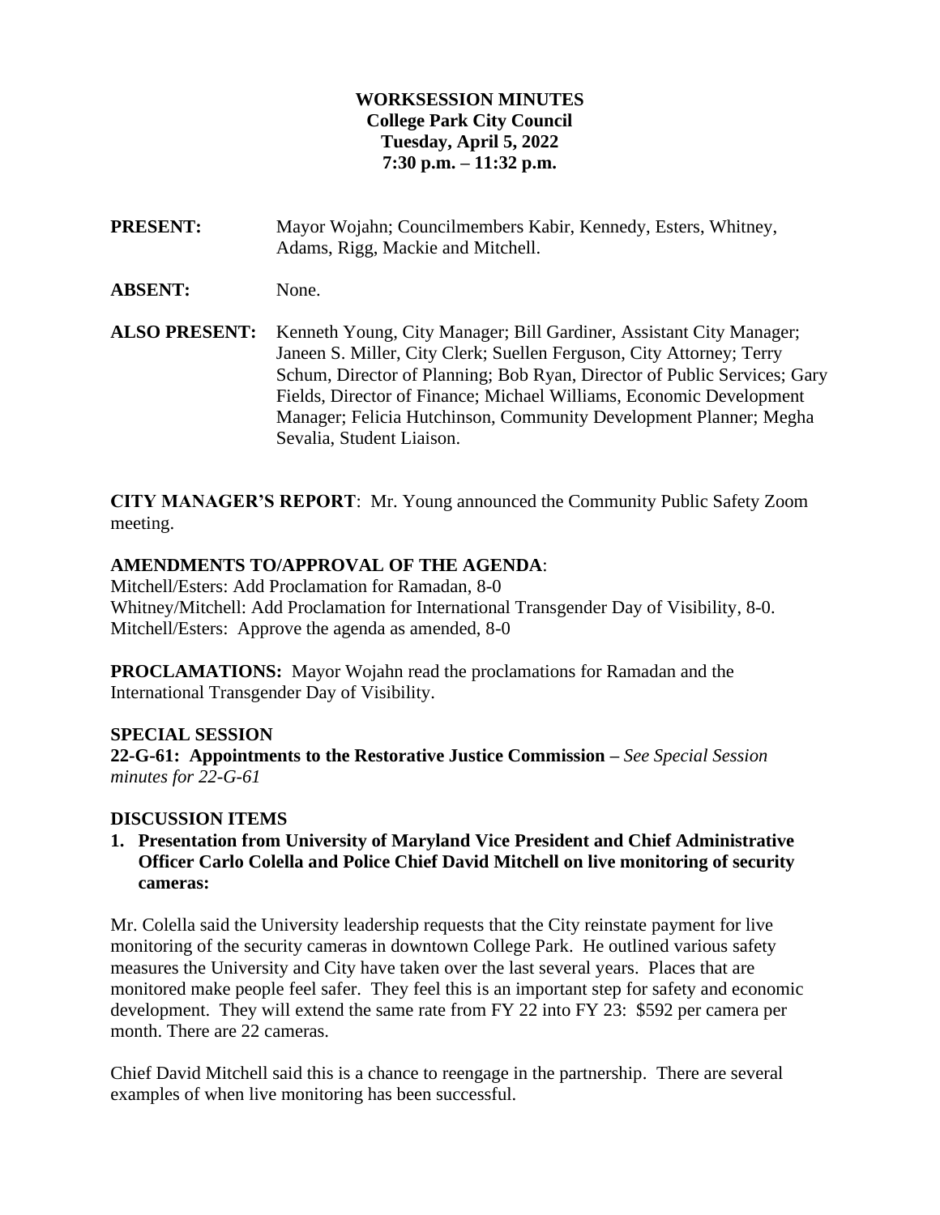**WORKSESSION MINUTES**
**College Park City Council**
**Tuesday, April 5, 2022**
**7:30 p.m. – 11:32 p.m.**

**PRESENT:** Mayor Wojahn; Councilmembers Kabir, Kennedy, Esters, Whitney, Adams, Rigg, Mackie and Mitchell.

**ABSENT:** None.

**ALSO PRESENT:** Kenneth Young, City Manager; Bill Gardiner, Assistant City Manager; Janeen S. Miller, City Clerk; Suellen Ferguson, City Attorney; Terry Schum, Director of Planning; Bob Ryan, Director of Public Services; Gary Fields, Director of Finance; Michael Williams, Economic Development Manager; Felicia Hutchinson, Community Development Planner; Megha Sevalia, Student Liaison.

**CITY MANAGER'S REPORT**: Mr. Young announced the Community Public Safety Zoom meeting.

**AMENDMENTS TO/APPROVAL OF THE AGENDA**:
Mitchell/Esters: Add Proclamation for Ramadan, 8-0
Whitney/Mitchell: Add Proclamation for International Transgender Day of Visibility, 8-0.
Mitchell/Esters: Approve the agenda as amended, 8-0

**PROCLAMATIONS:** Mayor Wojahn read the proclamations for Ramadan and the International Transgender Day of Visibility.

**SPECIAL SESSION**
**22-G-61: Appointments to the Restorative Justice Commission –** *See Special Session minutes for 22-G-61*

**DISCUSSION ITEMS**

1. **Presentation from University of Maryland Vice President and Chief Administrative Officer Carlo Colella and Police Chief David Mitchell on live monitoring of security cameras:**

Mr. Colella said the University leadership requests that the City reinstate payment for live monitoring of the security cameras in downtown College Park. He outlined various safety measures the University and City have taken over the last several years. Places that are monitored make people feel safer. They feel this is an important step for safety and economic development. They will extend the same rate from FY 22 into FY 23: $592 per camera per month. There are 22 cameras.

Chief David Mitchell said this is a chance to reengage in the partnership. There are several examples of when live monitoring has been successful.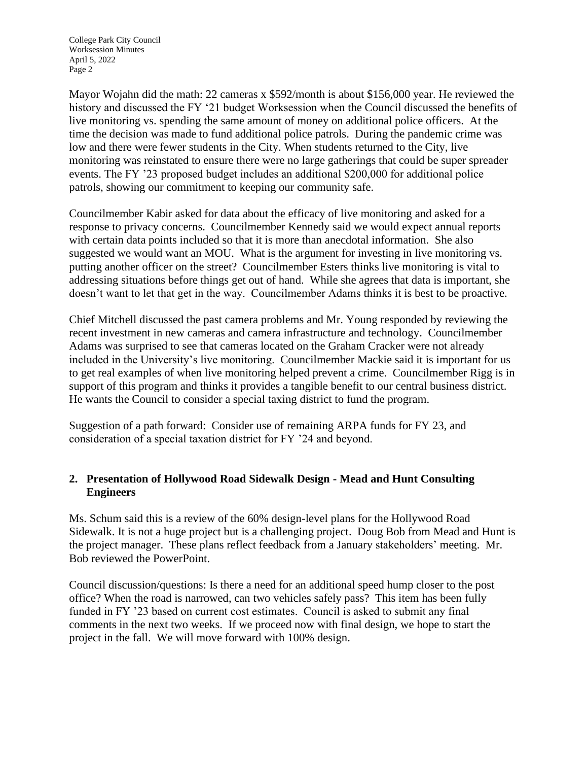Mayor Wojahn did the math: 22 cameras x $592/month is about $156,000 year. He reviewed the history and discussed the FY '21 budget Worksession when the Council discussed the benefits of live monitoring vs. spending the same amount of money on additional police officers. At the time the decision was made to fund additional police patrols. During the pandemic crime was low and there were fewer students in the City. When students returned to the City, live monitoring was reinstated to ensure there were no large gatherings that could be super spreader events. The FY '23 proposed budget includes an additional $200,000 for additional police patrols, showing our commitment to keeping our community safe.

Councilmember Kabir asked for data about the efficacy of live monitoring and asked for a response to privacy concerns. Councilmember Kennedy said we would expect annual reports with certain data points included so that it is more than anecdotal information. She also suggested we would want an MOU. What is the argument for investing in live monitoring vs. putting another officer on the street? Councilmember Esters thinks live monitoring is vital to addressing situations before things get out of hand. While she agrees that data is important, she doesn't want to let that get in the way. Councilmember Adams thinks it is best to be proactive.

Chief Mitchell discussed the past camera problems and Mr. Young responded by reviewing the recent investment in new cameras and camera infrastructure and technology. Councilmember Adams was surprised to see that cameras located on the Graham Cracker were not already included in the University's live monitoring. Councilmember Mackie said it is important for us to get real examples of when live monitoring helped prevent a crime. Councilmember Rigg is in support of this program and thinks it provides a tangible benefit to our central business district. He wants the Council to consider a special taxing district to fund the program.

Suggestion of a path forward: Consider use of remaining ARPA funds for FY 23, and consideration of a special taxation district for FY '24 and beyond.

**2. Presentation of Hollywood Road Sidewalk Design - Mead and Hunt Consulting Engineers**

Ms. Schum said this is a review of the 60% design-level plans for the Hollywood Road Sidewalk. It is not a huge project but is a challenging project. Doug Bob from Mead and Hunt is the project manager. These plans reflect feedback from a January stakeholders' meeting. Mr. Bob reviewed the PowerPoint.

Council discussion/questions: Is there a need for an additional speed hump closer to the post office? When the road is narrowed, can two vehicles safely pass? This item has been fully funded in FY '23 based on current cost estimates. Council is asked to submit any final comments in the next two weeks. If we proceed now with final design, we hope to start the project in the fall. We will move forward with 100% design.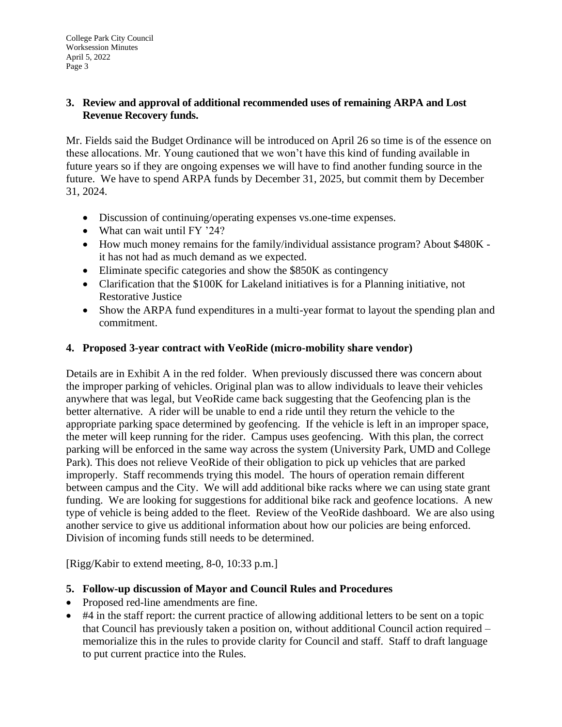**3. Review and approval of additional recommended uses of remaining ARPA and Lost Revenue Recovery funds.**

Mr. Fields said the Budget Ordinance will be introduced on April 26 so time is of the essence on these allocations. Mr. Young cautioned that we won't have this kind of funding available in future years so if they are ongoing expenses we will have to find another funding source in the future. We have to spend ARPA funds by December 31, 2025, but commit them by December 31, 2024.

- Discussion of continuing/operating expenses vs.one-time expenses.
- What can wait until FY '24?
- How much money remains for the family/individual assistance program? About $480K - it has not had as much demand as we expected.
- Eliminate specific categories and show the $850K as contingency
- Clarification that the $100K for Lakeland initiatives is for a Planning initiative, not Restorative Justice
- Show the ARPA fund expenditures in a multi-year format to layout the spending plan and commitment.

**4. Proposed 3-year contract with VeoRide (micro-mobility share vendor)**

Details are in Exhibit A in the red folder. When previously discussed there was concern about the improper parking of vehicles. Original plan was to allow individuals to leave their vehicles anywhere that was legal, but VeoRide came back suggesting that the Geofencing plan is the better alternative. A rider will be unable to end a ride until they return the vehicle to the appropriate parking space determined by geofencing. If the vehicle is left in an improper space, the meter will keep running for the rider. Campus uses geofencing. With this plan, the correct parking will be enforced in the same way across the system (University Park, UMD and College Park). This does not relieve VeoRide of their obligation to pick up vehicles that are parked improperly. Staff recommends trying this model. The hours of operation remain different between campus and the City. We will add additional bike racks where we can using state grant funding. We are looking for suggestions for additional bike rack and geofence locations. A new type of vehicle is being added to the fleet. Review of the VeoRide dashboard. We are also using another service to give us additional information about how our policies are being enforced. Division of incoming funds still needs to be determined.

[Rigg/Kabir to extend meeting, 8-0, 10:33 p.m.]

**5. Follow-up discussion of Mayor and Council Rules and Procedures**

- Proposed red-line amendments are fine.
- #4 in the staff report: the current practice of allowing additional letters to be sent on a topic that Council has previously taken a position on, without additional Council action required – memorialize this in the rules to provide clarity for Council and staff. Staff to draft language to put current practice into the Rules.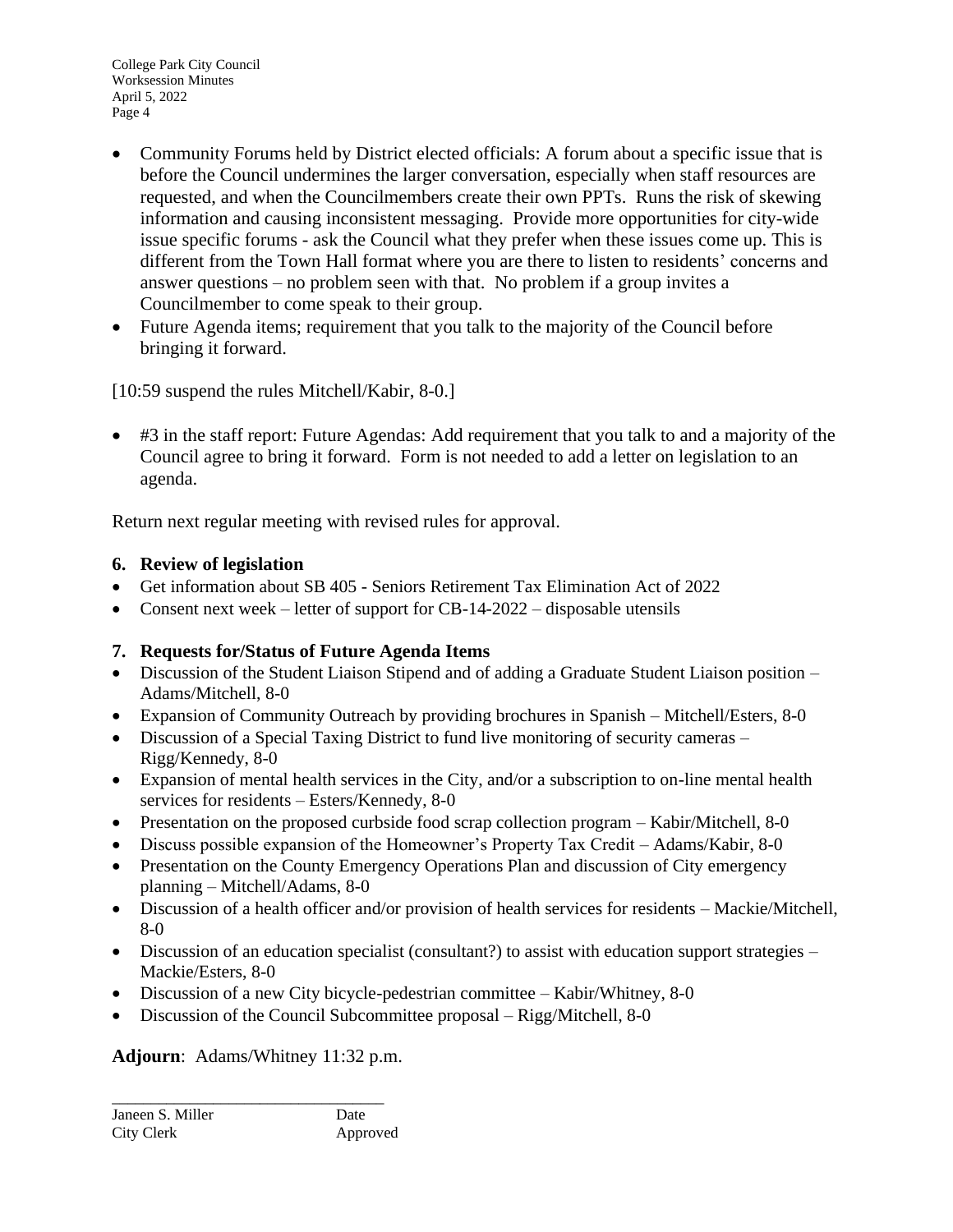- Community Forums held by District elected officials: A forum about a specific issue that is before the Council undermines the larger conversation, especially when staff resources are requested, and when the Councilmembers create their own PPTs. Runs the risk of skewing information and causing inconsistent messaging. Provide more opportunities for city-wide issue specific forums - ask the Council what they prefer when these issues come up. This is different from the Town Hall format where you are there to listen to residents' concerns and answer questions – no problem seen with that. No problem if a group invites a Councilmember to come speak to their group.
- Future Agenda items; requirement that you talk to the majority of the Council before bringing it forward.

[10:59 suspend the rules Mitchell/Kabir, 8-0.]

- #3 in the staff report: Future Agendas: Add requirement that you talk to and a majority of the Council agree to bring it forward. Form is not needed to add a letter on legislation to an agenda.

Return next regular meeting with revised rules for approval.

### 6. Review of legislation

- Get information about SB 405 - Seniors Retirement Tax Elimination Act of 2022
- Consent next week – letter of support for CB-14-2022 – disposable utensils

### 7. Requests for/Status of Future Agenda Items

- Discussion of the Student Liaison Stipend and of adding a Graduate Student Liaison position – Adams/Mitchell, 8-0
- Expansion of Community Outreach by providing brochures in Spanish – Mitchell/Esters, 8-0
- Discussion of a Special Taxing District to fund live monitoring of security cameras – Rigg/Kennedy, 8-0
- Expansion of mental health services in the City, and/or a subscription to on-line mental health services for residents – Esters/Kennedy, 8-0
- Presentation on the proposed curbside food scrap collection program – Kabir/Mitchell, 8-0
- Discuss possible expansion of the Homeowner's Property Tax Credit – Adams/Kabir, 8-0
- Presentation on the County Emergency Operations Plan and discussion of City emergency planning – Mitchell/Adams, 8-0
- Discussion of a health officer and/or provision of health services for residents – Mackie/Mitchell, 8-0
- Discussion of an education specialist (consultant?) to assist with education support strategies – Mackie/Esters, 8-0
- Discussion of a new City bicycle-pedestrian committee – Kabir/Whitney, 8-0
- Discussion of the Council Subcommittee proposal – Rigg/Mitchell, 8-0

**Adjourn**: Adams/Whitney 11:32 p.m.

\_\_\_\_\_\_\_\_\_\_\_\_\_\_\_\_\_\_\_\_\_\_\_\_\_\_\_\_\_\_\_\_\_\_

Janeen S. Miller Date
City Clerk Approved